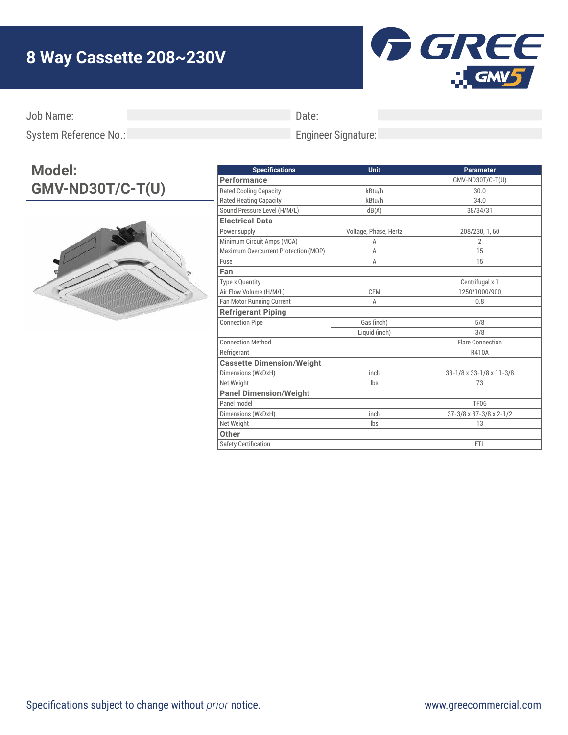# 8 Way Cassette 208~230V

GREE GMV5

Job Name:

Date:

System Reference No.:

Engineer Signature:

## Model: GMV-ND30T/C-T(U)

| Specifications | Unit | Parameter |
|---|---|---|
| **Performance** | | GMV-ND30T/C-T(U) |
| Rated Cooling Capacity | kBtu/h | 30.0 |
| Rated Heating Capacity | kBtu/h | 34.0 |
| Sound Pressure Level (H/M/L) | dB(A) | 38/34/31 |
| **Electrical Data** | | |
| Power supply | Voltage, Phase, Hertz | 208/230, 1, 60 |
| Minimum Circuit Amps (MCA) | A | 2 |
| Maximum Overcurrent Protection (MOP) | A | 15 |
| Fuse | A | 15 |
| **Fan** | | |
| Type x Quantity | | Centrifugal x 1 |
| Air Flow Volume (H/M/L) | CFM | 1250/1000/900 |
| Fan Motor Running Current | A | 0.8 |
| **Refrigerant Piping** | | |
| Connection Pipe | Gas (inch) | 5/8 |
| | Liquid (inch) | 3/8 |
| Connection Method | | Flare Connection |
| Refrigerant | | R410A |
| **Cassette Dimension/Weight** | | |
| Dimensions (WxDxH) | inch | 33-1/8 x 33-1/8 x 11-3/8 |
| Net Weight | lbs. | 73 |
| **Panel Dimension/Weight** | | |
| Panel model | | TF06 |
| Dimensions (WxDxH) | inch | 37-3/8 x 37-3/8 x 2-1/2 |
| Net Weight | lbs. | 13 |
| **Other** | | |
| Safety Certification | | ETL |

Specifications subject to change without *prior* notice.

www.greecommercial.com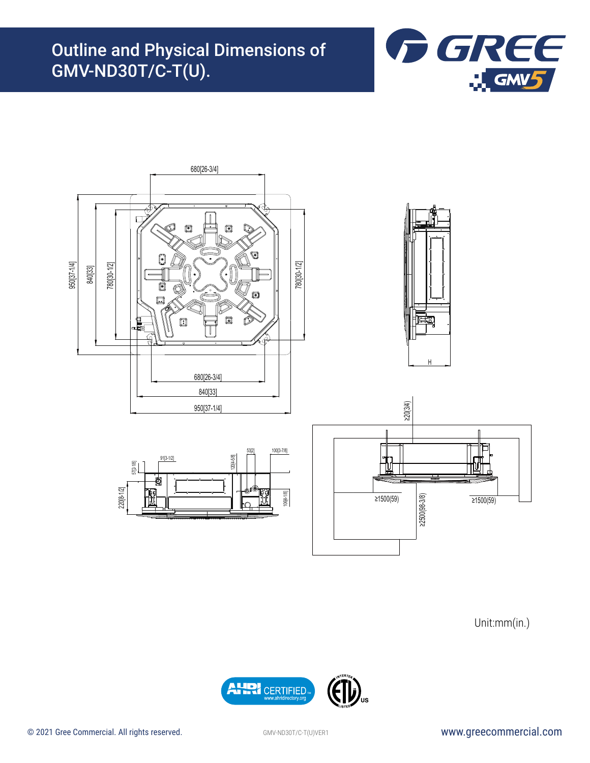# Outline and Physical Dimensions of GMV-ND30T/C-T(U).

680[26-3/4]

950[37-1/4]

840[33]

780[30-1/2]

780[30-1/2]

680[26-3/4]

840[33]

950[37-1/4]

H

≥20(3/4)

57[2-1/8]

91[3-1/2]

120[4-5/8]

53[2]

100[3-7/8]

220[8-1/2]

106[4-1/8]

≥1500(59)

≥1500(59)

≥2500(98-3/8)

Unit:mm(in.)

© 2021 Gree Commercial. All rights reserved.

GMV-ND30T/C-T(U)VER1

www.greecommercial.com